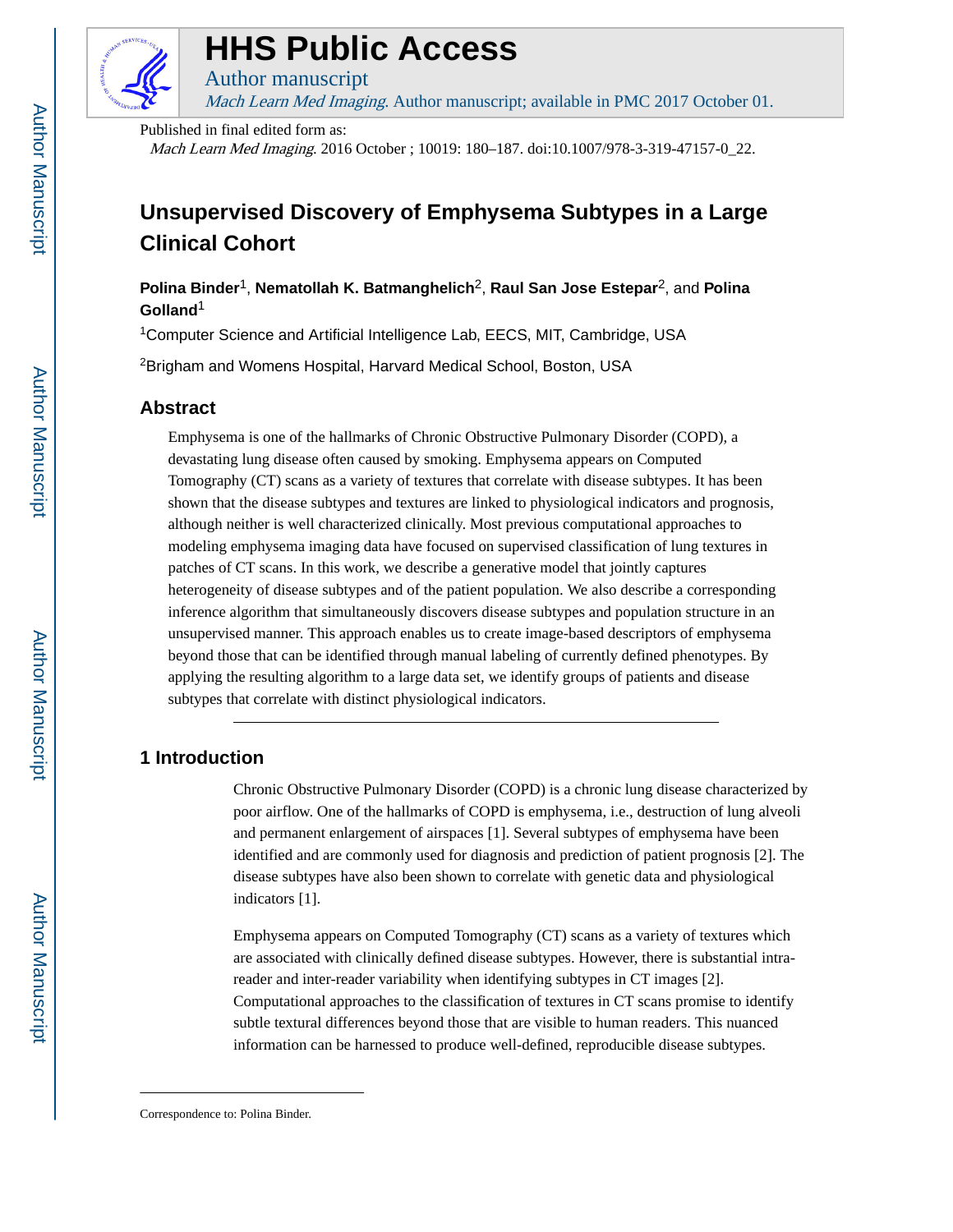# HHS Public Access

Author manuscript

*Mach Learn Med Imaging*. Author manuscript; available in PMC 2017 October 01.

Published in final edited form as:

*Mach Learn Med Imaging*. 2016 October ; 10019: 180–187. doi:10.1007/978-3-319-47157-0_22.

# Unsupervised Discovery of Emphysema Subtypes in a Large Clinical Cohort

**Polina Binder**[1], **Nematollah K. Batmanghelich**[2], **Raul San Jose Estepar**[2], and **Polina Golland**[1]

[1]Computer Science and Artificial Intelligence Lab, EECS, MIT, Cambridge, USA

[2]Brigham and Womens Hospital, Harvard Medical School, Boston, USA

## Abstract

Emphysema is one of the hallmarks of Chronic Obstructive Pulmonary Disorder (COPD), a devastating lung disease often caused by smoking. Emphysema appears on Computed Tomography (CT) scans as a variety of textures that correlate with disease subtypes. It has been shown that the disease subtypes and textures are linked to physiological indicators and prognosis, although neither is well characterized clinically. Most previous computational approaches to modeling emphysema imaging data have focused on supervised classification of lung textures in patches of CT scans. In this work, we describe a generative model that jointly captures heterogeneity of disease subtypes and of the patient population. We also describe a corresponding inference algorithm that simultaneously discovers disease subtypes and population structure in an unsupervised manner. This approach enables us to create image-based descriptors of emphysema beyond those that can be identified through manual labeling of currently defined phenotypes. By applying the resulting algorithm to a large data set, we identify groups of patients and disease subtypes that correlate with distinct physiological indicators.

## 1 Introduction

Chronic Obstructive Pulmonary Disorder (COPD) is a chronic lung disease characterized by poor airflow. One of the hallmarks of COPD is emphysema, i.e., destruction of lung alveoli and permanent enlargement of airspaces [1]. Several subtypes of emphysema have been identified and are commonly used for diagnosis and prediction of patient prognosis [2]. The disease subtypes have also been shown to correlate with genetic data and physiological indicators [1].

Emphysema appears on Computed Tomography (CT) scans as a variety of textures which are associated with clinically defined disease subtypes. However, there is substantial intra-reader and inter-reader variability when identifying subtypes in CT images [2]. Computational approaches to the classification of textures in CT scans promise to identify subtle textural differences beyond those that are visible to human readers. This nuanced information can be harnessed to produce well-defined, reproducible disease subtypes.

Correspondence to: Polina Binder.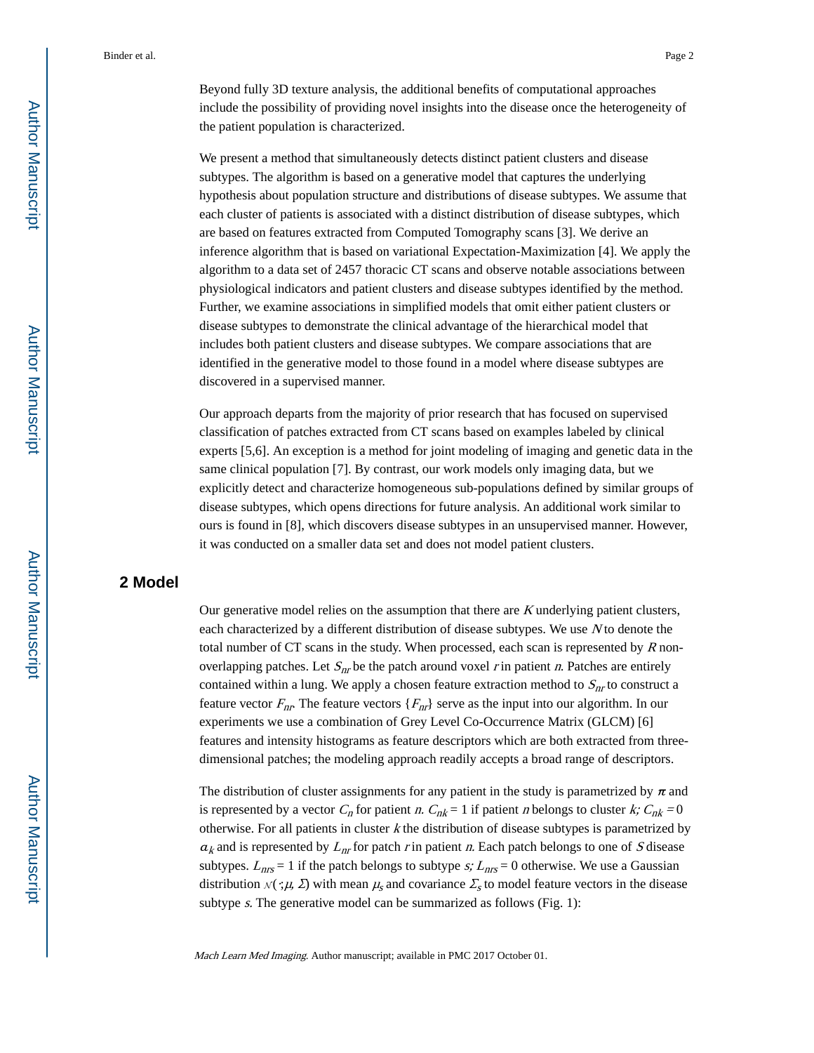Beyond fully 3D texture analysis, the additional benefits of computational approaches include the possibility of providing novel insights into the disease once the heterogeneity of the patient population is characterized.

We present a method that simultaneously detects distinct patient clusters and disease subtypes. The algorithm is based on a generative model that captures the underlying hypothesis about population structure and distributions of disease subtypes. We assume that each cluster of patients is associated with a distinct distribution of disease subtypes, which are based on features extracted from Computed Tomography scans [3]. We derive an inference algorithm that is based on variational Expectation-Maximization [4]. We apply the algorithm to a data set of 2457 thoracic CT scans and observe notable associations between physiological indicators and patient clusters and disease subtypes identified by the method. Further, we examine associations in simplified models that omit either patient clusters or disease subtypes to demonstrate the clinical advantage of the hierarchical model that includes both patient clusters and disease subtypes. We compare associations that are identified in the generative model to those found in a model where disease subtypes are discovered in a supervised manner.

Our approach departs from the majority of prior research that has focused on supervised classification of patches extracted from CT scans based on examples labeled by clinical experts [5,6]. An exception is a method for joint modeling of imaging and genetic data in the same clinical population [7]. By contrast, our work models only imaging data, but we explicitly detect and characterize homogeneous sub-populations defined by similar groups of disease subtypes, which opens directions for future analysis. An additional work similar to ours is found in [8], which discovers disease subtypes in an unsupervised manner. However, it was conducted on a smaller data set and does not model patient clusters.

## 2 Model

Our generative model relies on the assumption that there are $K$ underlying patient clusters, each characterized by a different distribution of disease subtypes. We use $N$ to denote the total number of CT scans in the study. When processed, each scan is represented by $R$ non-overlapping patches. Let $S_{nr}$ be the patch around voxel $r$ in patient $n$. Patches are entirely contained within a lung. We apply a chosen feature extraction method to $S_{nr}$ to construct a feature vector $F_{nr}$. The feature vectors $\{F_{nr}\}$ serve as the input into our algorithm. In our experiments we use a combination of Grey Level Co-Occurrence Matrix (GLCM) [6] features and intensity histograms as feature descriptors which are both extracted from three-dimensional patches; the modeling approach readily accepts a broad range of descriptors.

The distribution of cluster assignments for any patient in the study is parametrized by $\pi$ and is represented by a vector $C_n$ for patient $n$. $C_{nk} = 1$ if patient $n$ belongs to cluster $k$; $C_{nk} = 0$ otherwise. For all patients in cluster $k$ the distribution of disease subtypes is parametrized by $\alpha_k$ and is represented by $L_{nr}$ for patch $r$ in patient $n$. Each patch belongs to one of $S$ disease subtypes. $L_{nrs} = 1$ if the patch belongs to subtype $s$; $L_{nrs} = 0$ otherwise. We use a Gaussian distribution $\mathcal{N}(\cdot;\mu, \Sigma)$ with mean $\mu_s$ and covariance $\Sigma_s$ to model feature vectors in the disease subtype $s$. The generative model can be summarized as follows (Fig. 1):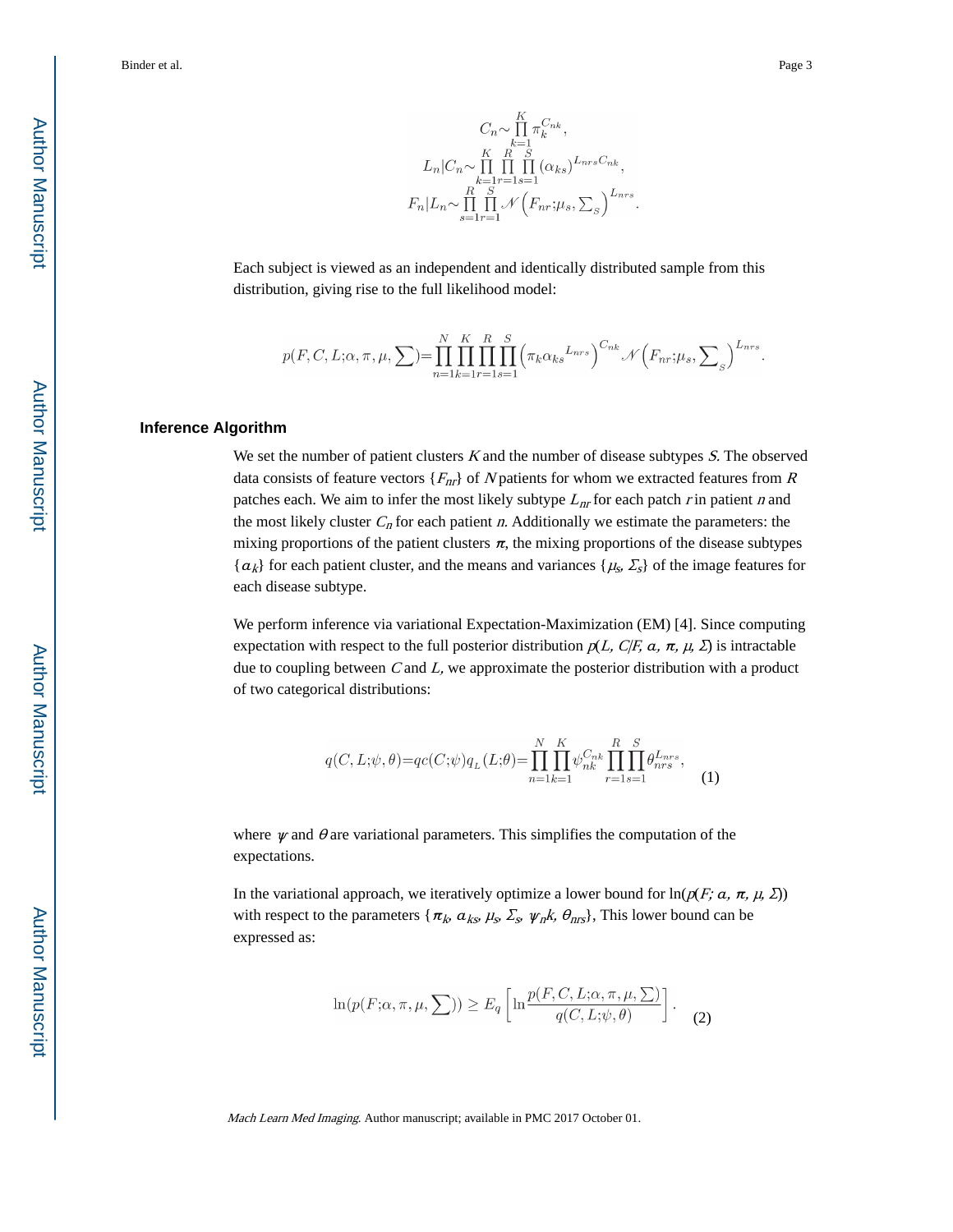$$C_n \sim \prod_{k=1}^{K} \pi_k^{C_{nk}},$$
$$L_n | C_n \sim \prod_{k=1}^{K} \prod_{r=1}^{R} \prod_{s=1}^{S} (\alpha_{ks})^{L_{nrs} C_{nk}},$$
$$F_n | L_n \sim \prod_{s=1}^{S} \prod_{r=1}^{R} \mathcal{N}\left(F_{nr}; \mu_s, \sum\nolimits_S\right)^{L_{nrs}}.$$

Each subject is viewed as an independent and identically distributed sample from this distribution, giving rise to the full likelihood model:

$$p(F, C, L; \alpha, \pi, \mu, \sum) = \prod_{n=1}^{N} \prod_{k=1}^{K} \prod_{r=1}^{R} \prod_{s=1}^{S} \left(\pi_k {\alpha_{ks}}^{L_{nrs}}\right)^{C_{nk}} \mathcal{N}\left(F_{nr}; \mu_s, \sum\nolimits_s\right)^{L_{nrs}}.$$

### Inference Algorithm

We set the number of patient clusters $K$ and the number of disease subtypes $S$. The observed data consists of feature vectors $\{F_{nr}\}$ of $N$ patients for whom we extracted features from $R$ patches each. We aim to infer the most likely subtype $L_{nr}$ for each patch $r$ in patient $n$ and the most likely cluster $C_n$ for each patient $n$. Additionally we estimate the parameters: the mixing proportions of the patient clusters $\pi$, the mixing proportions of the disease subtypes $\{\alpha_k\}$ for each patient cluster, and the means and variances $\{\mu_s, \Sigma_s\}$ of the image features for each disease subtype.

We perform inference via variational Expectation-Maximization (EM) [4]. Since computing expectation with respect to the full posterior distribution $p(L, C|F, \alpha, \pi, \mu, \Sigma)$ is intractable due to coupling between $C$ and $L$, we approximate the posterior distribution with a product of two categorical distributions:

$$q(C, L; \psi, \theta) = qc(C; \psi) q_L(L; \theta) = \prod_{n=1}^{N} \prod_{k=1}^{K} \psi_{nk}^{C_{nk}} \prod_{r=1}^{R} \prod_{s=1}^{S} \theta_{nrs}^{L_{nrs}}, \quad (1)$$

where $\psi$ and $\theta$ are variational parameters. This simplifies the computation of the expectations.

In the variational approach, we iteratively optimize a lower bound for $\ln(p(F; \alpha, \pi, \mu, \Sigma))$ with respect to the parameters $\{\pi_k, \alpha_{ks}, \mu_s, \Sigma_s, \psi_n k, \theta_{nrs}\}$, This lower bound can be expressed as:

$$\ln(p(F; \alpha, \pi, \mu, \sum)) \geq E_q \left[\ln \frac{p(F, C, L; \alpha, \pi, \mu, \sum)}{q(C, L; \psi, \theta)}\right]. \quad (2)$$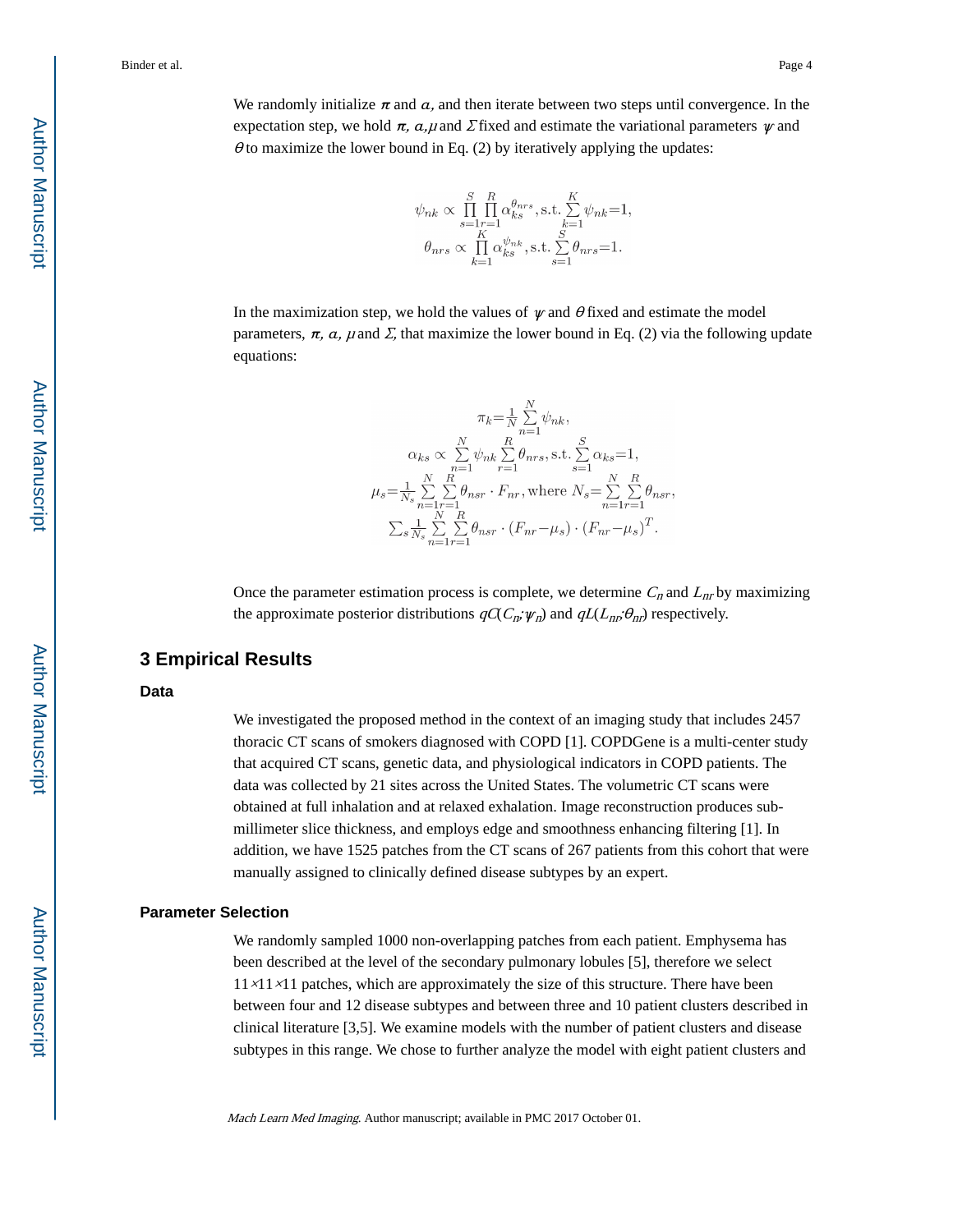We randomly initialize $\pi$ and $\alpha$, and then iterate between two steps until convergence. In the expectation step, we hold $\pi$, $\alpha$, $\mu$ and $\Sigma$ fixed and estimate the variational parameters $\psi$ and $\theta$ to maximize the lower bound in Eq. (2) by iteratively applying the updates:

$$\psi_{nk} \propto \prod_{s=1}^{S}\prod_{r=1}^{R} \alpha_{ks}^{\theta_{nrs}}, \text{s.t.} \sum_{k=1}^{K} \psi_{nk}=1,$$
$$\theta_{nrs} \propto \prod_{k=1}^{K} \alpha_{ks}^{\psi_{nk}}, \text{s.t.} \sum_{s=1}^{S} \theta_{nrs}=1.$$

In the maximization step, we hold the values of $\psi$ and $\theta$ fixed and estimate the model parameters, $\pi$, $\alpha$, $\mu$ and $\Sigma$, that maximize the lower bound in Eq. (2) via the following update equations:

$$\pi_k=\frac{1}{N}\sum_{n=1}^{N} \psi_{nk},$$
$$\alpha_{ks} \propto \sum_{n=1}^{N} \psi_{nk} \sum_{r=1}^{R} \theta_{nrs}, \text{s.t.} \sum_{s=1}^{S} \alpha_{ks}=1,$$
$$\mu_s=\frac{1}{N_s}\sum_{n=1}^{N}\sum_{r=1}^{R} \theta_{nsr} \cdot F_{nr}, \text{where } N_s=\sum_{n=1}^{N}\sum_{r=1}^{R} \theta_{nsr},$$
$$\sum\nolimits_s \frac{1}{N_s}\sum_{n=1}^{N}\sum_{r=1}^{R} \theta_{nsr} \cdot (F_{nr}-\mu_s) \cdot (F_{nr}-\mu_s)^T.$$

Once the parameter estimation process is complete, we determine $C_n$ and $L_{nr}$ by maximizing the approximate posterior distributions $qC(C_n;\psi_n)$ and $qL(L_{nr};\theta_{nr})$ respectively.

## 3 Empirical Results

### Data

We investigated the proposed method in the context of an imaging study that includes 2457 thoracic CT scans of smokers diagnosed with COPD [1]. COPDGene is a multi-center study that acquired CT scans, genetic data, and physiological indicators in COPD patients. The data was collected by 21 sites across the United States. The volumetric CT scans were obtained at full inhalation and at relaxed exhalation. Image reconstruction produces sub-millimeter slice thickness, and employs edge and smoothness enhancing filtering [1]. In addition, we have 1525 patches from the CT scans of 267 patients from this cohort that were manually assigned to clinically defined disease subtypes by an expert.

### Parameter Selection

We randomly sampled 1000 non-overlapping patches from each patient. Emphysema has been described at the level of the secondary pulmonary lobules [5], therefore we select $11 \times 11 \times 11$ patches, which are approximately the size of this structure. There have been between four and 12 disease subtypes and between three and 10 patient clusters described in clinical literature [3,5]. We examine models with the number of patient clusters and disease subtypes in this range. We chose to further analyze the model with eight patient clusters and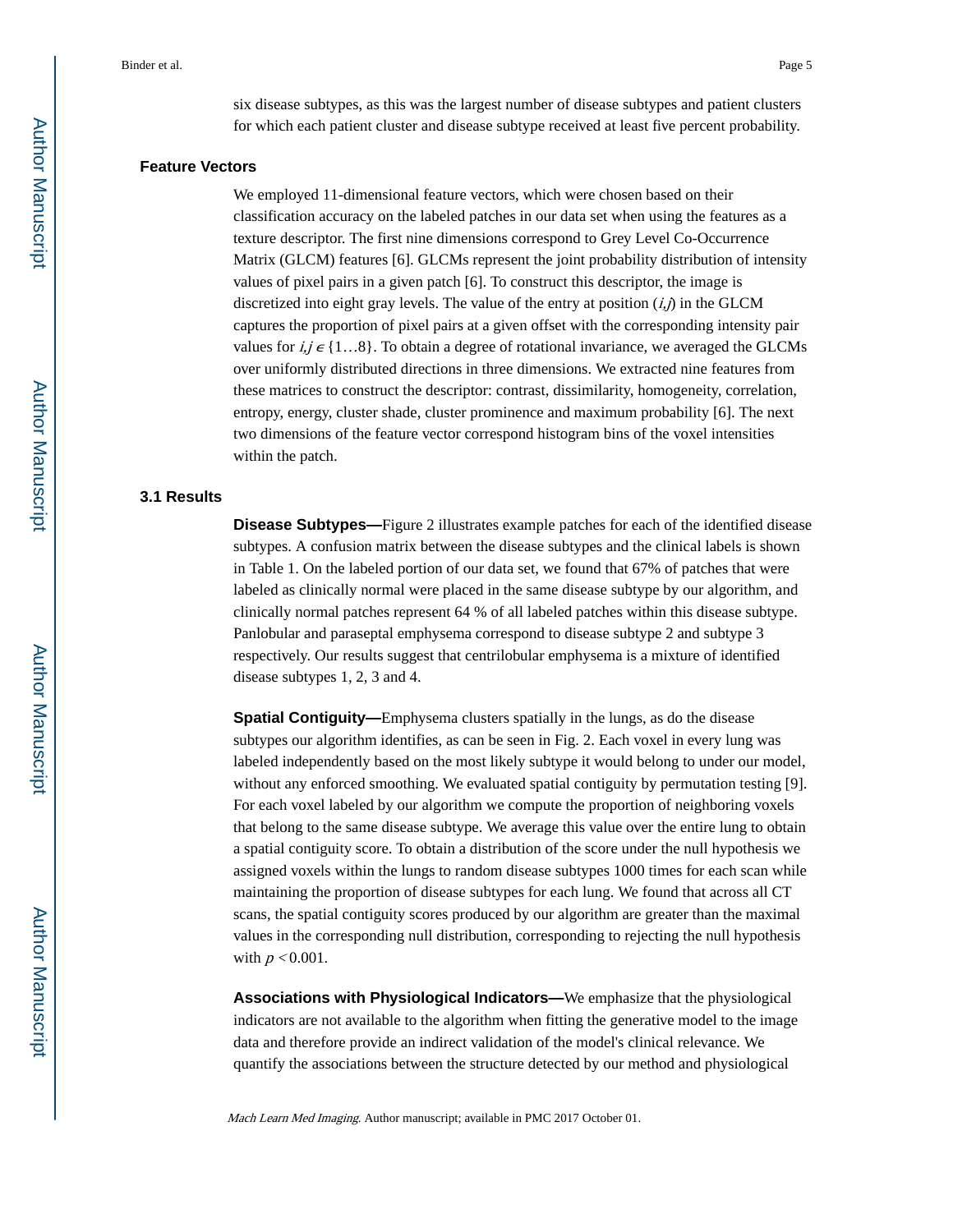six disease subtypes, as this was the largest number of disease subtypes and patient clusters for which each patient cluster and disease subtype received at least five percent probability.

### Feature Vectors

We employed 11-dimensional feature vectors, which were chosen based on their classification accuracy on the labeled patches in our data set when using the features as a texture descriptor. The first nine dimensions correspond to Grey Level Co-Occurrence Matrix (GLCM) features [6]. GLCMs represent the joint probability distribution of intensity values of pixel pairs in a given patch [6]. To construct this descriptor, the image is discretized into eight gray levels. The value of the entry at position $(i,j)$ in the GLCM captures the proportion of pixel pairs at a given offset with the corresponding intensity pair values for $i,j \in \{1\ldots8\}$. To obtain a degree of rotational invariance, we averaged the GLCMs over uniformly distributed directions in three dimensions. We extracted nine features from these matrices to construct the descriptor: contrast, dissimilarity, homogeneity, correlation, entropy, energy, cluster shade, cluster prominence and maximum probability [6]. The next two dimensions of the feature vector correspond histogram bins of the voxel intensities within the patch.

### 3.1 Results

**Disease Subtypes—**Figure 2 illustrates example patches for each of the identified disease subtypes. A confusion matrix between the disease subtypes and the clinical labels is shown in Table 1. On the labeled portion of our data set, we found that 67% of patches that were labeled as clinically normal were placed in the same disease subtype by our algorithm, and clinically normal patches represent 64 % of all labeled patches within this disease subtype. Panlobular and paraseptal emphysema correspond to disease subtype 2 and subtype 3 respectively. Our results suggest that centrilobular emphysema is a mixture of identified disease subtypes 1, 2, 3 and 4.

**Spatial Contiguity—**Emphysema clusters spatially in the lungs, as do the disease subtypes our algorithm identifies, as can be seen in Fig. 2. Each voxel in every lung was labeled independently based on the most likely subtype it would belong to under our model, without any enforced smoothing. We evaluated spatial contiguity by permutation testing [9]. For each voxel labeled by our algorithm we compute the proportion of neighboring voxels that belong to the same disease subtype. We average this value over the entire lung to obtain a spatial contiguity score. To obtain a distribution of the score under the null hypothesis we assigned voxels within the lungs to random disease subtypes 1000 times for each scan while maintaining the proportion of disease subtypes for each lung. We found that across all CT scans, the spatial contiguity scores produced by our algorithm are greater than the maximal values in the corresponding null distribution, corresponding to rejecting the null hypothesis with $p < 0.001$.

**Associations with Physiological Indicators—**We emphasize that the physiological indicators are not available to the algorithm when fitting the generative model to the image data and therefore provide an indirect validation of the model's clinical relevance. We quantify the associations between the structure detected by our method and physiological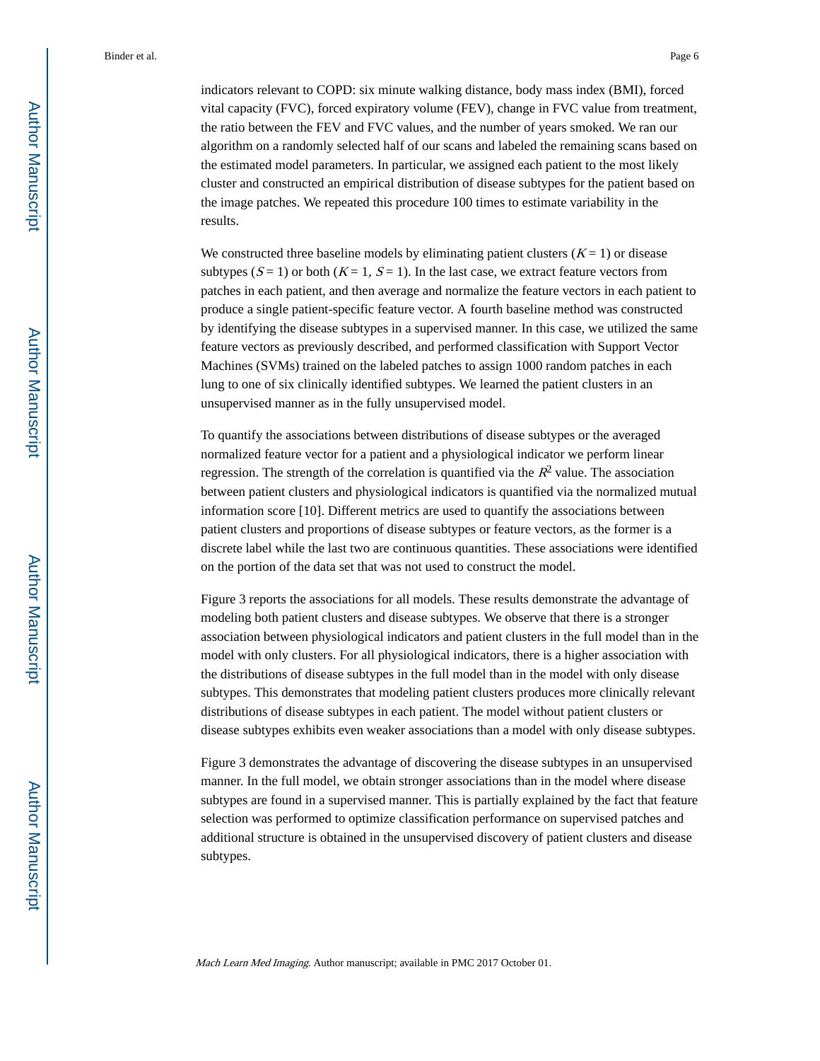indicators relevant to COPD: six minute walking distance, body mass index (BMI), forced vital capacity (FVC), forced expiratory volume (FEV), change in FVC value from treatment, the ratio between the FEV and FVC values, and the number of years smoked. We ran our algorithm on a randomly selected half of our scans and labeled the remaining scans based on the estimated model parameters. In particular, we assigned each patient to the most likely cluster and constructed an empirical distribution of disease subtypes for the patient based on the image patches. We repeated this procedure 100 times to estimate variability in the results.

We constructed three baseline models by eliminating patient clusters ($K = 1$) or disease subtypes ($S = 1$) or both ($K = 1, S = 1$). In the last case, we extract feature vectors from patches in each patient, and then average and normalize the feature vectors in each patient to produce a single patient-specific feature vector. A fourth baseline method was constructed by identifying the disease subtypes in a supervised manner. In this case, we utilized the same feature vectors as previously described, and performed classification with Support Vector Machines (SVMs) trained on the labeled patches to assign 1000 random patches in each lung to one of six clinically identified subtypes. We learned the patient clusters in an unsupervised manner as in the fully unsupervised model.

To quantify the associations between distributions of disease subtypes or the averaged normalized feature vector for a patient and a physiological indicator we perform linear regression. The strength of the correlation is quantified via the $R^2$ value. The association between patient clusters and physiological indicators is quantified via the normalized mutual information score [10]. Different metrics are used to quantify the associations between patient clusters and proportions of disease subtypes or feature vectors, as the former is a discrete label while the last two are continuous quantities. These associations were identified on the portion of the data set that was not used to construct the model.

Figure 3 reports the associations for all models. These results demonstrate the advantage of modeling both patient clusters and disease subtypes. We observe that there is a stronger association between physiological indicators and patient clusters in the full model than in the model with only clusters. For all physiological indicators, there is a higher association with the distributions of disease subtypes in the full model than in the model with only disease subtypes. This demonstrates that modeling patient clusters produces more clinically relevant distributions of disease subtypes in each patient. The model without patient clusters or disease subtypes exhibits even weaker associations than a model with only disease subtypes.

Figure 3 demonstrates the advantage of discovering the disease subtypes in an unsupervised manner. In the full model, we obtain stronger associations than in the model where disease subtypes are found in a supervised manner. This is partially explained by the fact that feature selection was performed to optimize classification performance on supervised patches and additional structure is obtained in the unsupervised discovery of patient clusters and disease subtypes.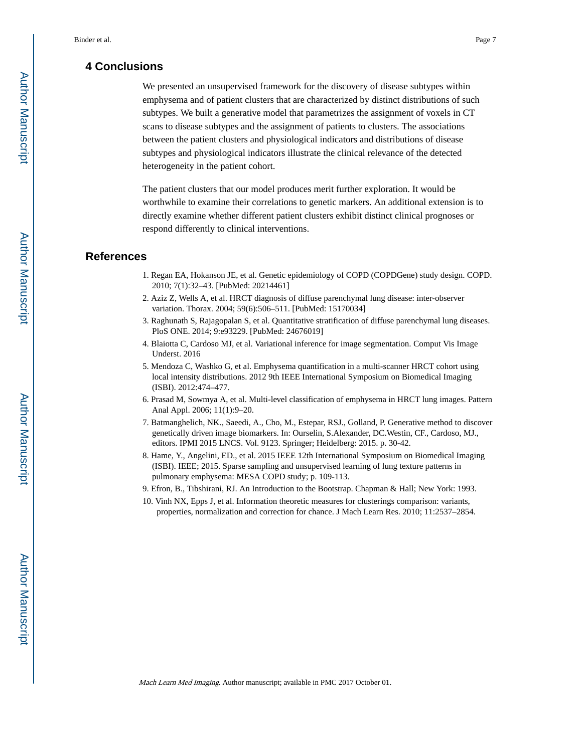## 4 Conclusions

We presented an unsupervised framework for the discovery of disease subtypes within emphysema and of patient clusters that are characterized by distinct distributions of such subtypes. We built a generative model that parametrizes the assignment of voxels in CT scans to disease subtypes and the assignment of patients to clusters. The associations between the patient clusters and physiological indicators and distributions of disease subtypes and physiological indicators illustrate the clinical relevance of the detected heterogeneity in the patient cohort.

The patient clusters that our model produces merit further exploration. It would be worthwhile to examine their correlations to genetic markers. An additional extension is to directly examine whether different patient clusters exhibit distinct clinical prognoses or respond differently to clinical interventions.

## References

1. Regan EA, Hokanson JE, et al. Genetic epidemiology of COPD (COPDGene) study design. COPD. 2010; 7(1):32–43. [PubMed: 20214461]
2. Aziz Z, Wells A, et al. HRCT diagnosis of diffuse parenchymal lung disease: inter-observer variation. Thorax. 2004; 59(6):506–511. [PubMed: 15170034]
3. Raghunath S, Rajagopalan S, et al. Quantitative stratification of diffuse parenchymal lung diseases. PloS ONE. 2014; 9:e93229. [PubMed: 24676019]
4. Blaiotta C, Cardoso MJ, et al. Variational inference for image segmentation. Comput Vis Image Underst. 2016
5. Mendoza C, Washko G, et al. Emphysema quantification in a multi-scanner HRCT cohort using local intensity distributions. 2012 9th IEEE International Symposium on Biomedical Imaging (ISBI). 2012:474–477.
6. Prasad M, Sowmya A, et al. Multi-level classification of emphysema in HRCT lung images. Pattern Anal Appl. 2006; 11(1):9–20.
7. Batmanghelich, NK., Saeedi, A., Cho, M., Estepar, RSJ., Golland, P. Generative method to discover genetically driven image biomarkers. In: Ourselin, S.Alexander, DC.Westin, CF., Cardoso, MJ., editors. IPMI 2015 LNCS. Vol. 9123. Springer; Heidelberg: 2015. p. 30-42.
8. Hame, Y., Angelini, ED., et al. 2015 IEEE 12th International Symposium on Biomedical Imaging (ISBI). IEEE; 2015. Sparse sampling and unsupervised learning of lung texture patterns in pulmonary emphysema: MESA COPD study; p. 109-113.
9. Efron, B., Tibshirani, RJ. An Introduction to the Bootstrap. Chapman & Hall; New York: 1993.
10. Vinh NX, Epps J, et al. Information theoretic measures for clusterings comparison: variants, properties, normalization and correction for chance. J Mach Learn Res. 2010; 11:2537–2854.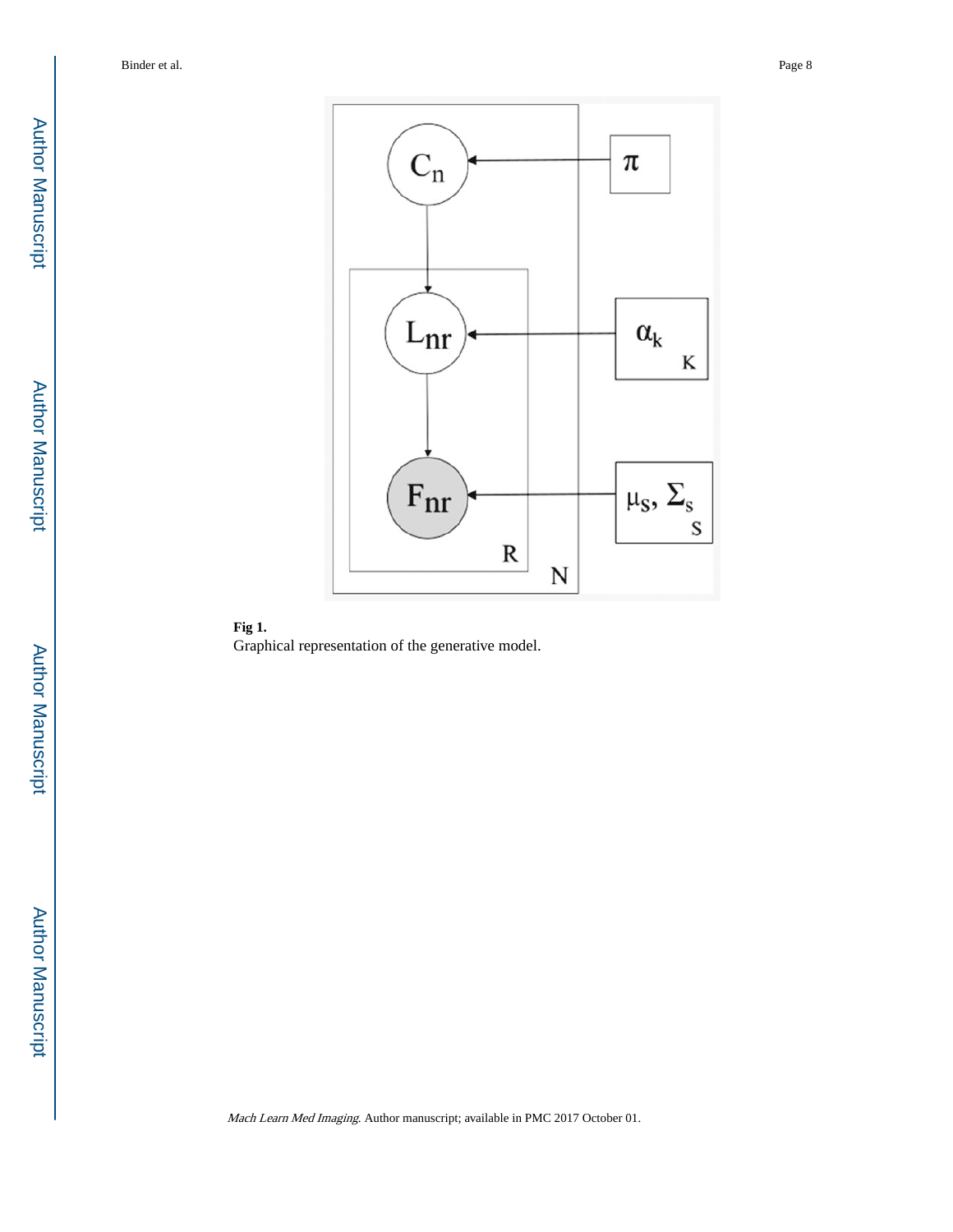$C_n$

$\pi$

$L_{nr}$

$\alpha_k$

K

$F_{nr}$

$\mu_S, \Sigma_s$

S

R

N

**Fig 1.**

Graphical representation of the generative model.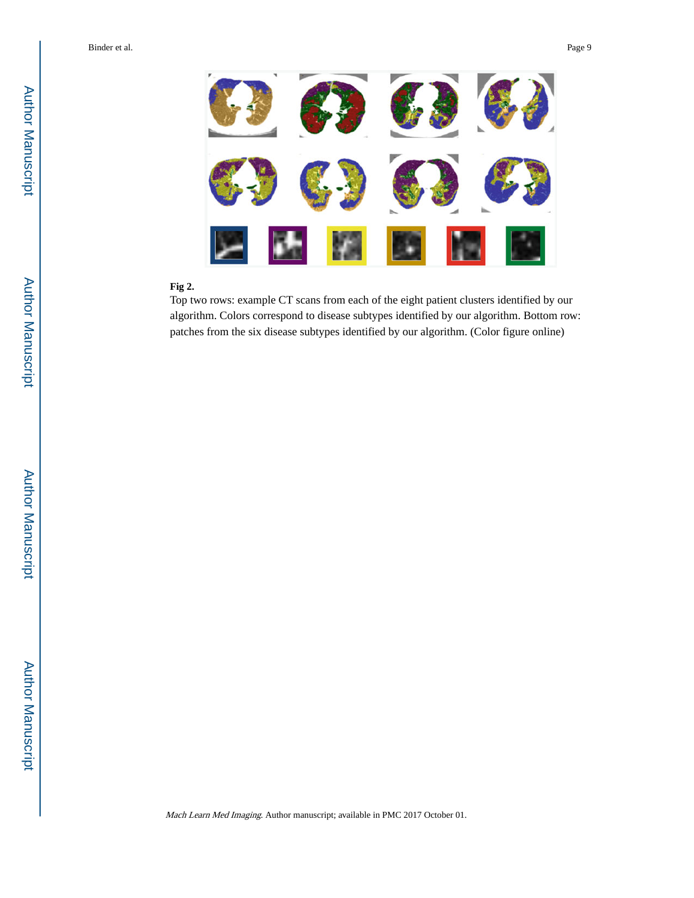**Fig 2.**

Top two rows: example CT scans from each of the eight patient clusters identified by our algorithm. Colors correspond to disease subtypes identified by our algorithm. Bottom row: patches from the six disease subtypes identified by our algorithm. (Color figure online)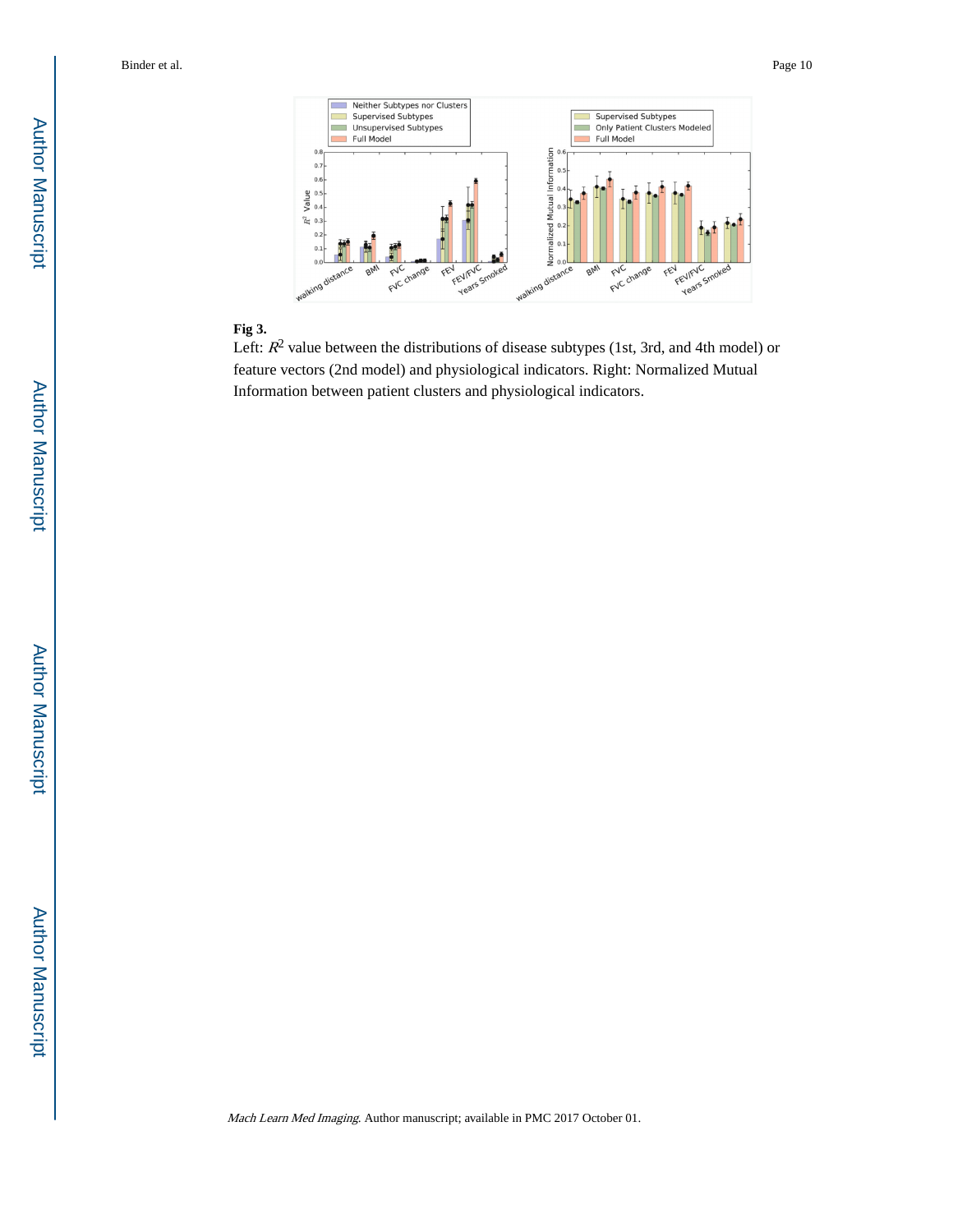Neither Subtypes nor Clusters
Supervised Subtypes
Unsupervised Subtypes
Full Model

$R^2$ Value

0.8
0.7
0.6
0.5
0.4
0.3
0.2
0.1
0.0

walking distance
BMI
FVC
FVC change
FEV
FEV/FVC
Years Smoked

Supervised Subtypes
Only Patient Clusters Modeled
Full Model

Normalized Mutual Information

0.6
0.5
0.4
0.3
0.2
0.1
0.0

walking distance
BMI
FVC
FVC change
FEV
FEV/FVC
Years Smoked

**Fig 3.**

Left: $R^2$ value between the distributions of disease subtypes (1st, 3rd, and 4th model) or feature vectors (2nd model) and physiological indicators. Right: Normalized Mutual Information between patient clusters and physiological indicators.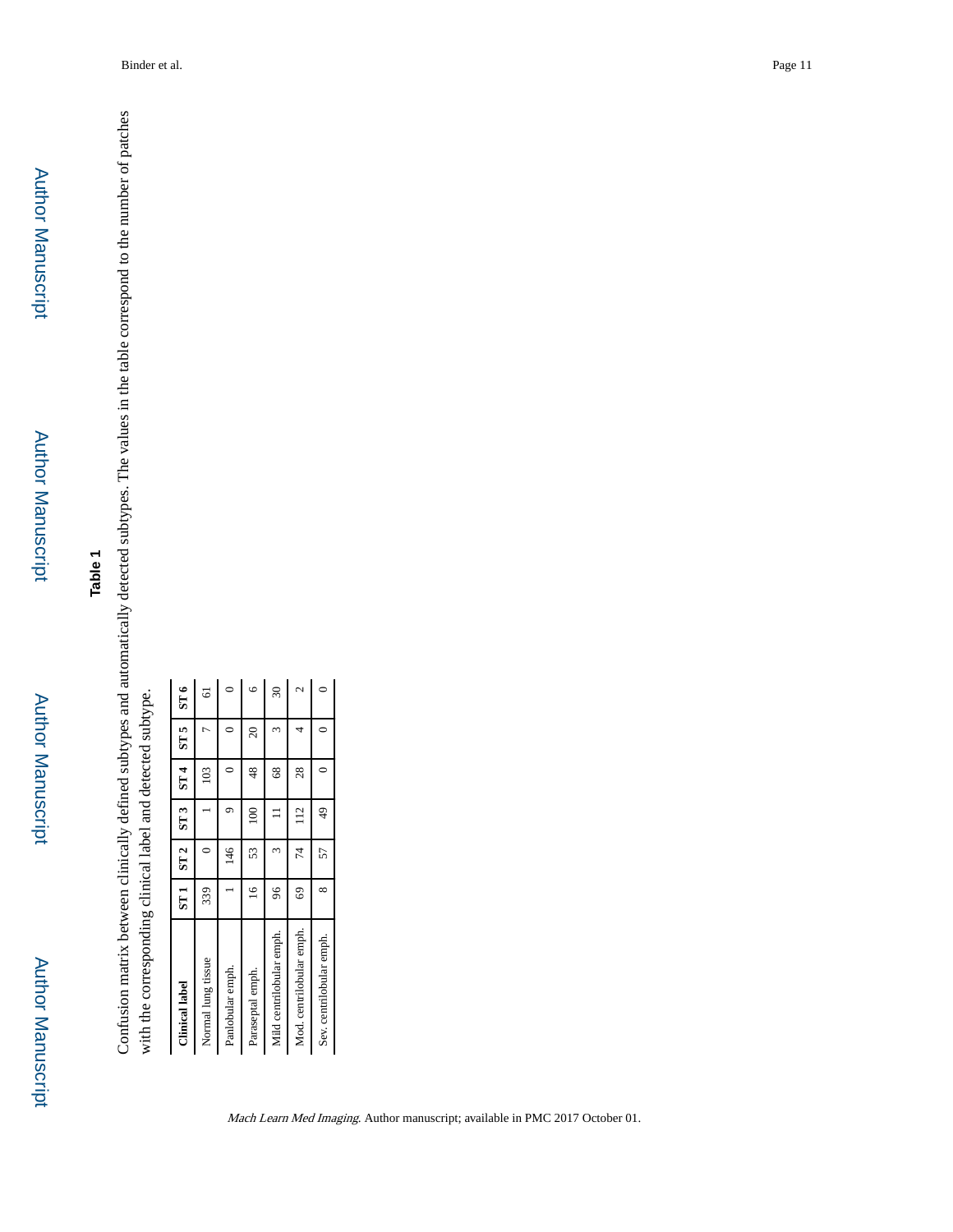**Table 1**

Confusion matrix between clinically defined subtypes and automatically detected subtypes. The values in the table correspond to the number of patches with the corresponding clinical label and detected subtype.

| Clinical label | ST 1 | ST 2 | ST 3 | ST 4 | ST 5 | ST 6 |
|---|---|---|---|---|---|---|
| Normal lung tissue | 339 | 0 | 1 | 103 | 7 | 61 |
| Panlobular emph. | 1 | 146 | 9 | 0 | 0 | 0 |
| Paraseptal emph. | 16 | 53 | 100 | 48 | 20 | 6 |
| Mild centrilobular emph. | 96 | 3 | 11 | 68 | 3 | 30 |
| Mod. centrilobular emph. | 69 | 74 | 112 | 28 | 4 | 2 |
| Sev. centrilobular emph. | 8 | 57 | 49 | 0 | 0 | 0 |